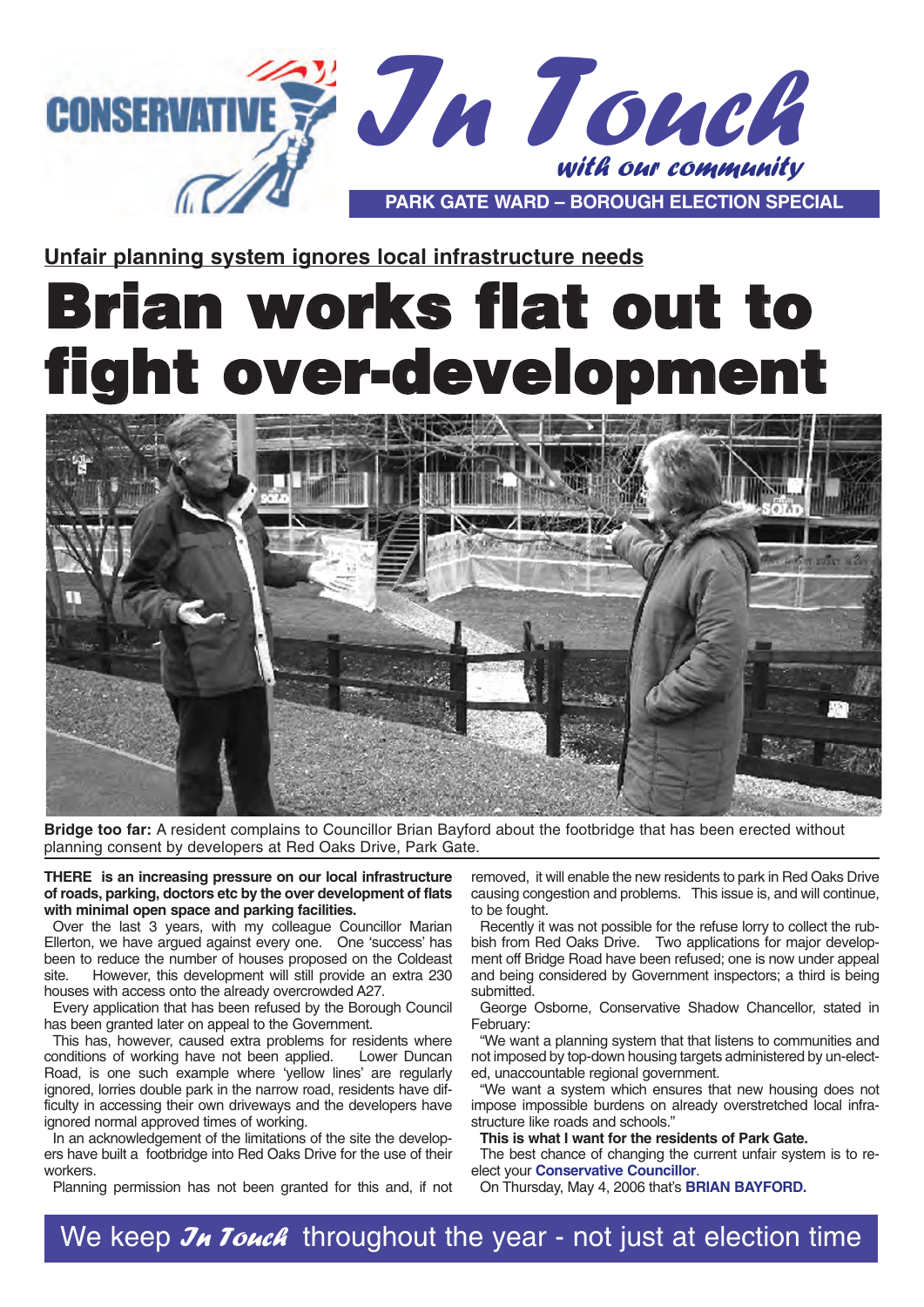CONSERVATIVE

# In Touch

*with our community*

**PARK GATE WARD – BOROUGH ELECTION SPECIAL**

**Unfair planning system ignores local infrastructure needs**

# Brian works flat out to fight over-development

**Bridge too far:** A resident complains to Councillor Brian Bayford about the footbridge that has been erected without planning consent by developers at Red Oaks Drive, Park Gate.

**THERE is an increasing pressure on our local infrastructure of roads, parking, doctors etc by the over development of flats with minimal open space and parking facilities.**

Over the last 3 years, with my colleague Councillor Marian Ellerton, we have argued against every one. One 'success' has been to reduce the number of houses proposed on the Coldeast site. However, this development will still provide an extra 230 houses with access onto the already overcrowded A27.

Every application that has been refused by the Borough Council has been granted later on appeal to the Government.

This has, however, caused extra problems for residents where conditions of working have not been applied. Lower Duncan Road, is one such example where 'yellow lines' are regularly ignored, lorries double park in the narrow road, residents have difficulty in accessing their own driveways and the developers have ignored normal approved times of working.

In an acknowledgement of the limitations of the site the developers have built a footbridge into Red Oaks Drive for the use of their workers.

Planning permission has not been granted for this and, if not removed, it will enable the new residents to park in Red Oaks Drive causing congestion and problems. This issue is, and will continue, to be fought.

Recently it was not possible for the refuse lorry to collect the rubbish from Red Oaks Drive. Two applications for major development off Bridge Road have been refused; one is now under appeal and being considered by Government inspectors; a third is being submitted.

George Osborne, Conservative Shadow Chancellor, stated in February:

"We want a planning system that that listens to communities and not imposed by top-down housing targets administered by un-elected, unaccountable regional government.

"We want a system which ensures that new housing does not impose impossible burdens on already overstretched local infrastructure like roads and schools."

**This is what I want for the residents of Park Gate.**

The best chance of changing the current unfair system is to re-elect your **Conservative Councillor**.

On Thursday, May 4, 2006 that's **BRIAN BAYFORD.**

We keep *In Touch* throughout the year - not just at election time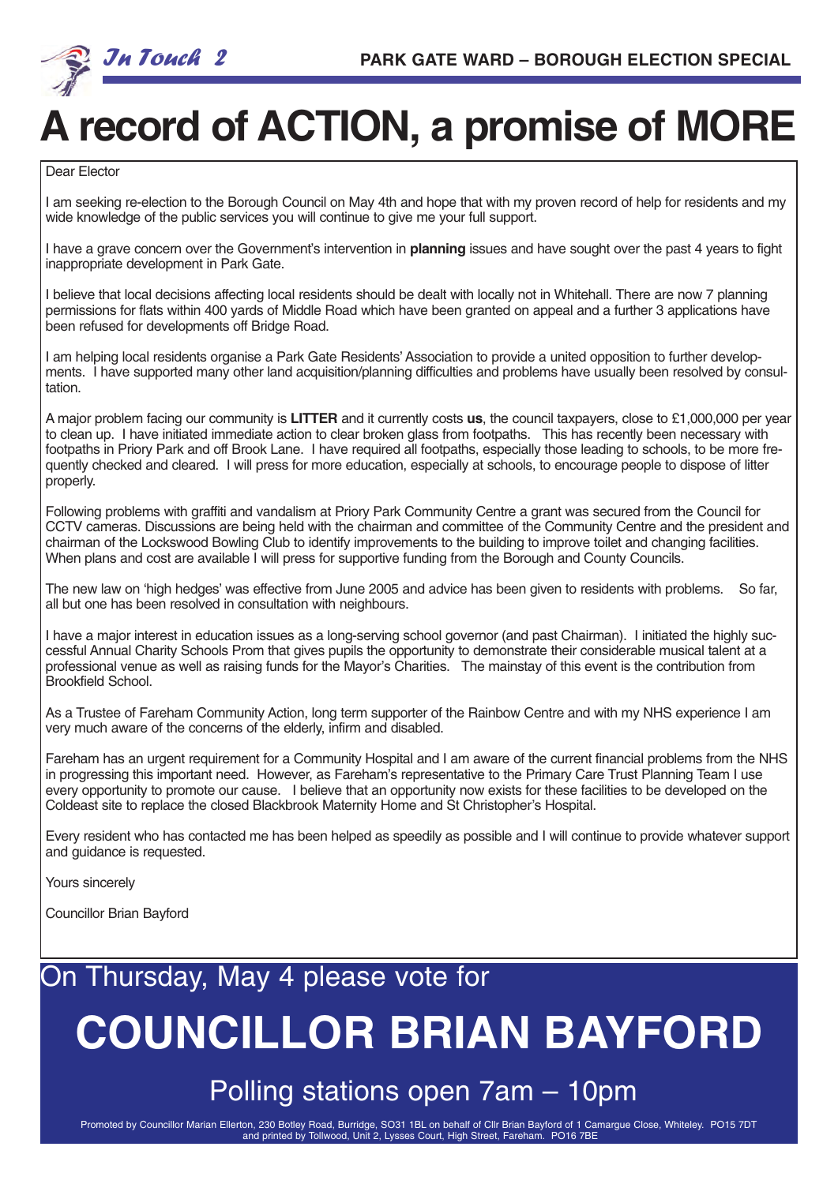# A record of ACTION, a promise of MORE

Dear Elector

I am seeking re-election to the Borough Council on May 4th and hope that with my proven record of help for residents and my wide knowledge of the public services you will continue to give me your full support.

I have a grave concern over the Government's intervention in **planning** issues and have sought over the past 4 years to fight inappropriate development in Park Gate.

I believe that local decisions affecting local residents should be dealt with locally not in Whitehall. There are now 7 planning permissions for flats within 400 yards of Middle Road which have been granted on appeal and a further 3 applications have been refused for developments off Bridge Road.

I am helping local residents organise a Park Gate Residents' Association to provide a united opposition to further developments. I have supported many other land acquisition/planning difficulties and problems have usually been resolved by consultation.

A major problem facing our community is **LITTER** and it currently costs **us**, the council taxpayers, close to £1,000,000 per year to clean up. I have initiated immediate action to clear broken glass from footpaths. This has recently been necessary with footpaths in Priory Park and off Brook Lane. I have required all footpaths, especially those leading to schools, to be more frequently checked and cleared. I will press for more education, especially at schools, to encourage people to dispose of litter properly.

Following problems with graffiti and vandalism at Priory Park Community Centre a grant was secured from the Council for CCTV cameras. Discussions are being held with the chairman and committee of the Community Centre and the president and chairman of the Lockswood Bowling Club to identify improvements to the building to improve toilet and changing facilities. When plans and cost are available I will press for supportive funding from the Borough and County Councils.

The new law on 'high hedges' was effective from June 2005 and advice has been given to residents with problems. So far, all but one has been resolved in consultation with neighbours.

I have a major interest in education issues as a long-serving school governor (and past Chairman). I initiated the highly successful Annual Charity Schools Prom that gives pupils the opportunity to demonstrate their considerable musical talent at a professional venue as well as raising funds for the Mayor's Charities. The mainstay of this event is the contribution from Brookfield School.

As a Trustee of Fareham Community Action, long term supporter of the Rainbow Centre and with my NHS experience I am very much aware of the concerns of the elderly, infirm and disabled.

Fareham has an urgent requirement for a Community Hospital and I am aware of the current financial problems from the NHS in progressing this important need. However, as Fareham's representative to the Primary Care Trust Planning Team I use every opportunity to promote our cause. I believe that an opportunity now exists for these facilities to be developed on the Coldeast site to replace the closed Blackbrook Maternity Home and St Christopher's Hospital.

Every resident who has contacted me has been helped as speedily as possible and I will continue to provide whatever support and guidance is requested.

Yours sincerely

Councillor Brian Bayford

On Thursday, May 4 please vote for

# COUNCILLOR BRIAN BAYFORD

## Polling stations open 7am – 10pm

Promoted by Councillor Marian Ellerton, 230 Botley Road, Burridge, SO31 1BL on behalf of Cllr Brian Bayford of 1 Camargue Close, Whiteley. PO15 7DT and printed by Tollwood, Unit 2, Lysses Court, High Street, Fareham. PO16 7BE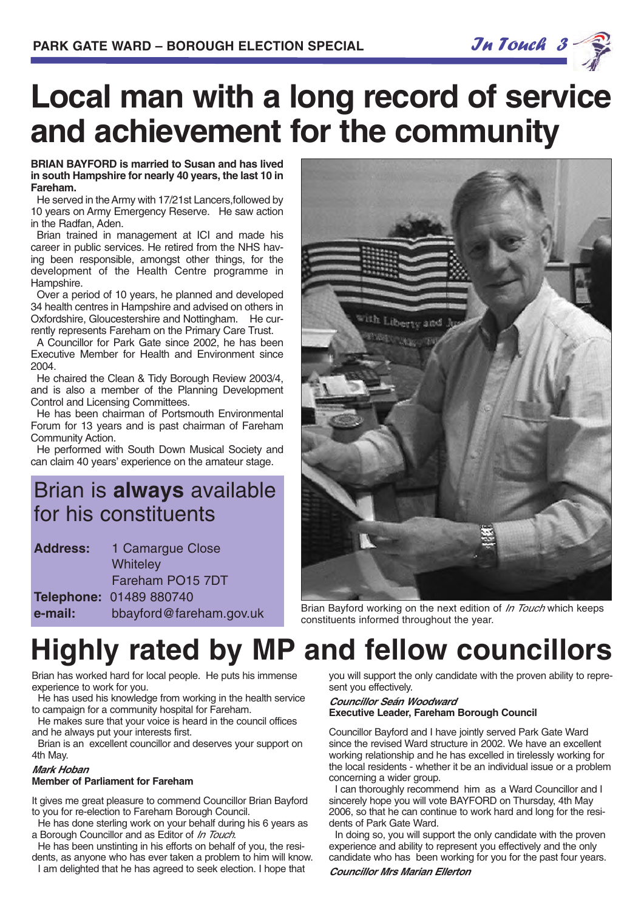# Local man with a long record of service and achievement for the community

**BRIAN BAYFORD is married to Susan and has lived in south Hampshire for nearly 40 years, the last 10 in Fareham.**

He served in the Army with 17/21st Lancers,followed by 10 years on Army Emergency Reserve. He saw action in the Radfan, Aden.

Brian trained in management at ICI and made his career in public services. He retired from the NHS having been responsible, amongst other things, for the development of the Health Centre programme in Hampshire.

Over a period of 10 years, he planned and developed 34 health centres in Hampshire and advised on others in Oxfordshire, Gloucestershire and Nottingham. He currently represents Fareham on the Primary Care Trust.

A Councillor for Park Gate since 2002, he has been Executive Member for Health and Environment since 2004.

He chaired the Clean & Tidy Borough Review 2003/4, and is also a member of the Planning Development Control and Licensing Committees.

He has been chairman of Portsmouth Environmental Forum for 13 years and is past chairman of Fareham Community Action.

He performed with South Down Musical Society and can claim 40 years' experience on the amateur stage.

## Brian is **always** available for his constituents

**Address:** 1 Camargue Close
Whiteley
Fareham PO15 7DT
**Telephone:** 01489 880740
**e-mail:** bbayford@fareham.gov.uk

Brian Bayford working on the next edition of *In Touch* which keeps constituents informed throughout the year.

# Highly rated by MP and fellow councillors

Brian has worked hard for local people. He puts his immense experience to work for you.

He has used his knowledge from working in the health service to campaign for a community hospital for Fareham.

He makes sure that your voice is heard in the council offices and he always put your interests first.

Brian is an excellent councillor and deserves your support on 4th May.

***Mark Hoban***
**Member of Parliament for Fareham**

It gives me great pleasure to commend Councillor Brian Bayford to you for re-election to Fareham Borough Council.

He has done sterling work on your behalf during his 6 years as a Borough Councillor and as Editor of *In Touch*.

He has been unstinting in his efforts on behalf of you, the residents, as anyone who has ever taken a problem to him will know.

I am delighted that he has agreed to seek election. I hope that you will support the only candidate with the proven ability to represent you effectively.

***Councillor Seán Woodward***
**Executive Leader, Fareham Borough Council**

Councillor Bayford and I have jointly served Park Gate Ward since the revised Ward structure in 2002. We have an excellent working relationship and he has excelled in tirelessly working for the local residents - whether it be an individual issue or a problem concerning a wider group.

I can thoroughly recommend him as a Ward Councillor and I sincerely hope you will vote BAYFORD on Thursday, 4th May 2006, so that he can continue to work hard and long for the residents of Park Gate Ward.

In doing so, you will support the only candidate with the proven experience and ability to represent you effectively and the only candidate who has been working for you for the past four years.

***Councillor Mrs Marian Ellerton***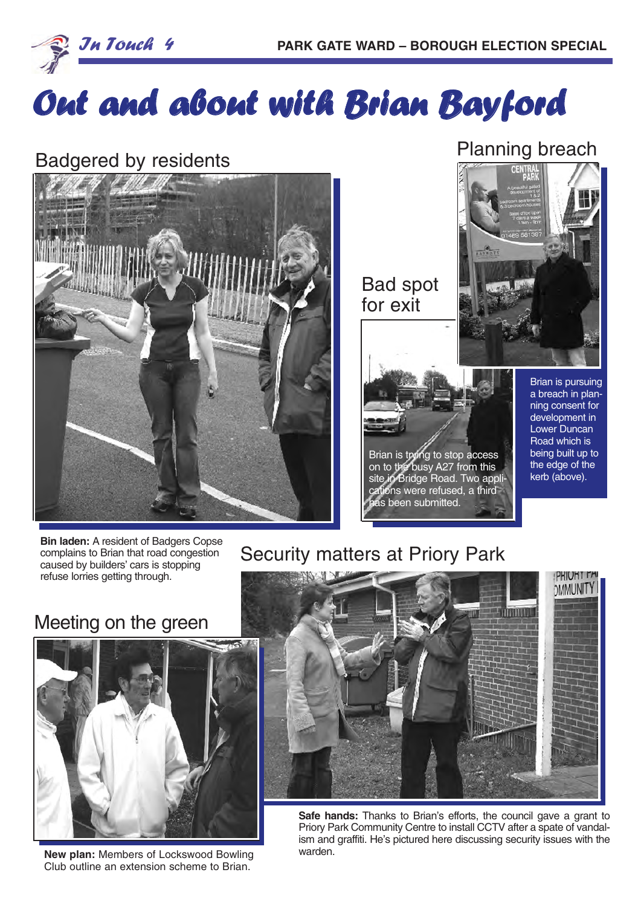# Out and about with Brian Bayford

## Badgered by residents

**Bin laden:** A resident of Badgers Copse complains to Brian that road congestion caused by builders' cars is stopping refuse lorries getting through.

## Bad spot for exit

Brian is trying to stop access on to the busy A27 from this site in Bridge Road. Two applications were refused, a third has been submitted.

## Planning breach

Brian is pursuing a breach in planning consent for development in Lower Duncan Road which is being built up to the edge of the kerb (above).

## Security matters at Priory Park

**Safe hands:** Thanks to Brian's efforts, the council gave a grant to Priory Park Community Centre to install CCTV after a spate of vandalism and graffiti. He's pictured here discussing security issues with the warden.

## Meeting on the green

**New plan:** Members of Lockswood Bowling Club outline an extension scheme to Brian.